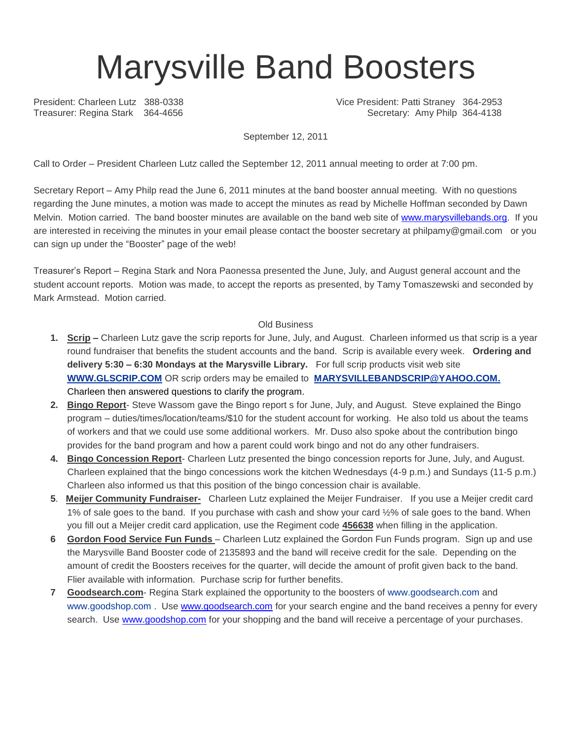# Marysville Band Boosters

President: Charleen Lutz 388-0338
Treasurer: Regina Stark 364-4656

Vice President: Patti Straney 364-2953
Secretary: Amy Philp 364-4138

September 12, 2011

Call to Order – President Charleen Lutz called the September 12, 2011 annual meeting to order at 7:00 pm.

Secretary Report – Amy Philp read the June 6, 2011 minutes at the band booster annual meeting. With no questions regarding the June minutes, a motion was made to accept the minutes as read by Michelle Hoffman seconded by Dawn Melvin. Motion carried. The band booster minutes are available on the band web site of www.marysvillebands.org. If you are interested in receiving the minutes in your email please contact the booster secretary at philpamy@gmail.com or you can sign up under the "Booster" page of the web!

Treasurer's Report – Regina Stark and Nora Paonessa presented the June, July, and August general account and the student account reports. Motion was made, to accept the reports as presented, by Tamy Tomaszewski and seconded by Mark Armstead. Motion carried.

Old Business

1. **Scrip –** Charleen Lutz gave the scrip reports for June, July, and August. Charleen informed us that scrip is a year round fundraiser that benefits the student accounts and the band. Scrip is available every week. **Ordering and delivery 5:30 – 6:30 Mondays at the Marysville Library.** For full scrip products visit web site **WWW.GLSCRIP.COM** OR scrip orders may be emailed to **MARYSVILLEBANDSCRIP@YAHOO.COM.** Charleen then answered questions to clarify the program.
2. **Bingo Report**- Steve Wassom gave the Bingo report s for June, July, and August. Steve explained the Bingo program – duties/times/location/teams/$10 for the student account for working. He also told us about the teams of workers and that we could use some additional workers. Mr. Duso also spoke about the contribution bingo provides for the band program and how a parent could work bingo and not do any other fundraisers.
4. **Bingo Concession Report**- Charleen Lutz presented the bingo concession reports for June, July, and August. Charleen explained that the bingo concessions work the kitchen Wednesdays (4-9 p.m.) and Sundays (11-5 p.m.) Charleen also informed us that this position of the bingo concession chair is available.
5. **Meijer Community Fundraiser-** Charleen Lutz explained the Meijer Fundraiser. If you use a Meijer credit card 1% of sale goes to the band. If you purchase with cash and show your card ½% of sale goes to the band. When you fill out a Meijer credit card application, use the Regiment code **456638** when filling in the application.
6. **Gordon Food Service Fun Funds** – Charleen Lutz explained the Gordon Fun Funds program. Sign up and use the Marysville Band Booster code of 2135893 and the band will receive credit for the sale. Depending on the amount of credit the Boosters receives for the quarter, will decide the amount of profit given back to the band. Flier available with information. Purchase scrip for further benefits.
7. **Goodsearch.com**- Regina Stark explained the opportunity to the boosters of www.goodsearch.com and www.goodshop.com . Use www.goodsearch.com for your search engine and the band receives a penny for every search. Use www.goodshop.com for your shopping and the band will receive a percentage of your purchases.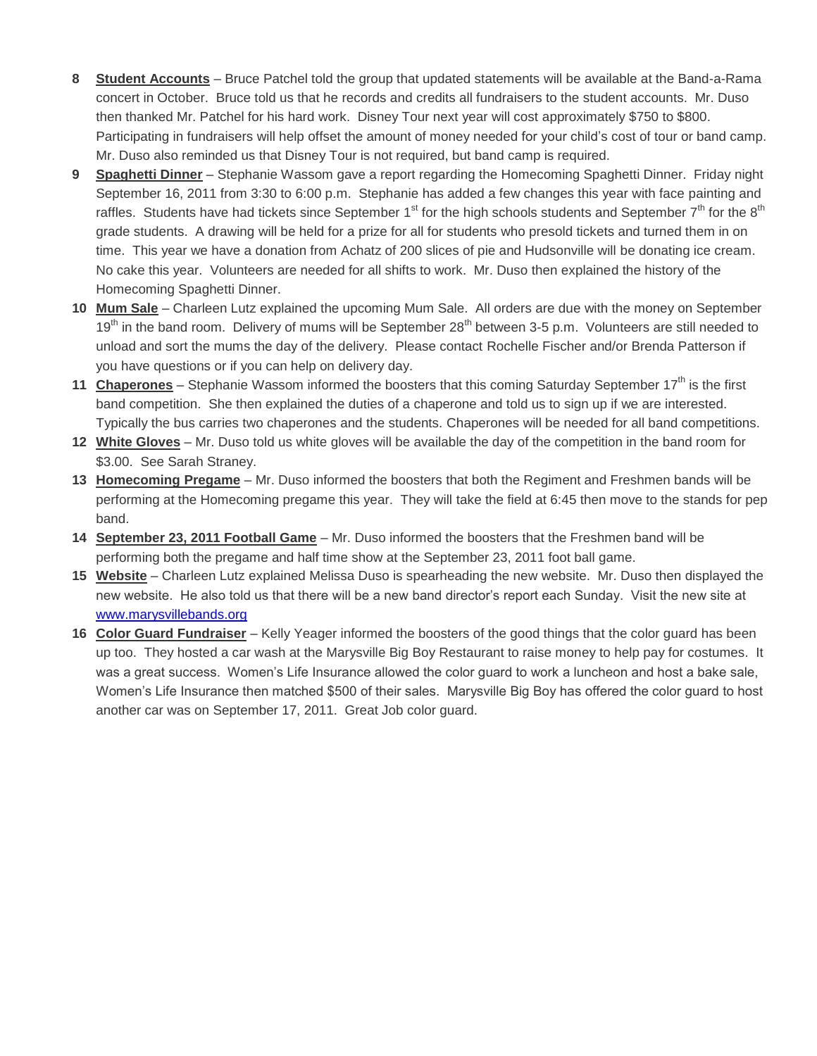8. **Student Accounts** – Bruce Patchel told the group that updated statements will be available at the Band-a-Rama concert in October. Bruce told us that he records and credits all fundraisers to the student accounts. Mr. Duso then thanked Mr. Patchel for his hard work. Disney Tour next year will cost approximately $750 to $800. Participating in fundraisers will help offset the amount of money needed for your child's cost of tour or band camp. Mr. Duso also reminded us that Disney Tour is not required, but band camp is required.
9. **Spaghetti Dinner** – Stephanie Wassom gave a report regarding the Homecoming Spaghetti Dinner. Friday night September 16, 2011 from 3:30 to 6:00 p.m. Stephanie has added a few changes this year with face painting and raffles. Students have had tickets since September 1st for the high schools students and September 7th for the 8th grade students. A drawing will be held for a prize for all for students who presold tickets and turned them in on time. This year we have a donation from Achatz of 200 slices of pie and Hudsonville will be donating ice cream. No cake this year. Volunteers are needed for all shifts to work. Mr. Duso then explained the history of the Homecoming Spaghetti Dinner.
10. **Mum Sale** – Charleen Lutz explained the upcoming Mum Sale. All orders are due with the money on September 19th in the band room. Delivery of mums will be September 28th between 3-5 p.m. Volunteers are still needed to unload and sort the mums the day of the delivery. Please contact Rochelle Fischer and/or Brenda Patterson if you have questions or if you can help on delivery day.
11. **Chaperones** – Stephanie Wassom informed the boosters that this coming Saturday September 17th is the first band competition. She then explained the duties of a chaperone and told us to sign up if we are interested. Typically the bus carries two chaperones and the students. Chaperones will be needed for all band competitions.
12. **White Gloves** – Mr. Duso told us white gloves will be available the day of the competition in the band room for $3.00. See Sarah Straney.
13. **Homecoming Pregame** – Mr. Duso informed the boosters that both the Regiment and Freshmen bands will be performing at the Homecoming pregame this year. They will take the field at 6:45 then move to the stands for pep band.
14. **September 23, 2011 Football Game** – Mr. Duso informed the boosters that the Freshmen band will be performing both the pregame and half time show at the September 23, 2011 foot ball game.
15. **Website** – Charleen Lutz explained Melissa Duso is spearheading the new website. Mr. Duso then displayed the new website. He also told us that there will be a new band director's report each Sunday. Visit the new site at [www.marysvillebands.org](http://www.marysvillebands.org)
16. **Color Guard Fundraiser** – Kelly Yeager informed the boosters of the good things that the color guard has been up too. They hosted a car wash at the Marysville Big Boy Restaurant to raise money to help pay for costumes. It was a great success. Women's Life Insurance allowed the color guard to work a luncheon and host a bake sale, Women's Life Insurance then matched $500 of their sales. Marysville Big Boy has offered the color guard to host another car was on September 17, 2011. Great Job color guard.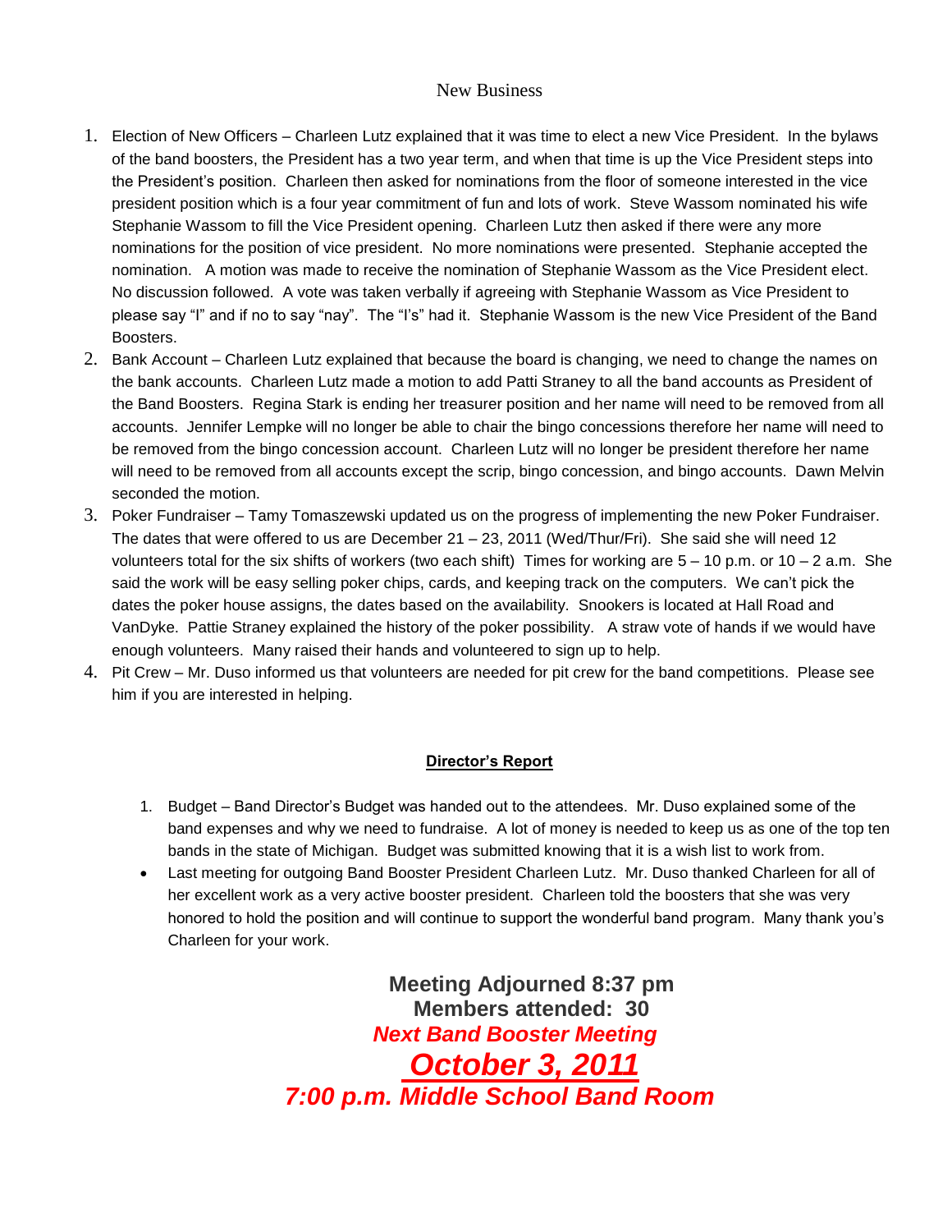## New Business

1. Election of New Officers – Charleen Lutz explained that it was time to elect a new Vice President. In the bylaws of the band boosters, the President has a two year term, and when that time is up the Vice President steps into the President's position. Charleen then asked for nominations from the floor of someone interested in the vice president position which is a four year commitment of fun and lots of work. Steve Wassom nominated his wife Stephanie Wassom to fill the Vice President opening. Charleen Lutz then asked if there were any more nominations for the position of vice president. No more nominations were presented. Stephanie accepted the nomination. A motion was made to receive the nomination of Stephanie Wassom as the Vice President elect. No discussion followed. A vote was taken verbally if agreeing with Stephanie Wassom as Vice President to please say "I" and if no to say "nay". The "I's" had it. Stephanie Wassom is the new Vice President of the Band Boosters.
2. Bank Account – Charleen Lutz explained that because the board is changing, we need to change the names on the bank accounts. Charleen Lutz made a motion to add Patti Straney to all the band accounts as President of the Band Boosters. Regina Stark is ending her treasurer position and her name will need to be removed from all accounts. Jennifer Lempke will no longer be able to chair the bingo concessions therefore her name will need to be removed from the bingo concession account. Charleen Lutz will no longer be president therefore her name will need to be removed from all accounts except the scrip, bingo concession, and bingo accounts. Dawn Melvin seconded the motion.
3. Poker Fundraiser – Tamy Tomaszewski updated us on the progress of implementing the new Poker Fundraiser. The dates that were offered to us are December 21 – 23, 2011 (Wed/Thur/Fri). She said she will need 12 volunteers total for the six shifts of workers (two each shift) Times for working are 5 – 10 p.m. or 10 – 2 a.m. She said the work will be easy selling poker chips, cards, and keeping track on the computers. We can't pick the dates the poker house assigns, the dates based on the availability. Snookers is located at Hall Road and VanDyke. Pattie Straney explained the history of the poker possibility. A straw vote of hands if we would have enough volunteers. Many raised their hands and volunteered to sign up to help.
4. Pit Crew – Mr. Duso informed us that volunteers are needed for pit crew for the band competitions. Please see him if you are interested in helping.

**<u>Director's Report</u>**

1. Budget – Band Director's Budget was handed out to the attendees. Mr. Duso explained some of the band expenses and why we need to fundraise. A lot of money is needed to keep us as one of the top ten bands in the state of Michigan. Budget was submitted knowing that it is a wish list to work from.

- Last meeting for outgoing Band Booster President Charleen Lutz. Mr. Duso thanked Charleen for all of her excellent work as a very active booster president. Charleen told the boosters that she was very honored to hold the position and will continue to support the wonderful band program. Many thank you's Charleen for your work.

**Meeting Adjourned 8:37 pm**

**Members attended: 30**

***Next Band Booster Meeting***

***<u>October 3, 2011</u>***

***7:00 p.m. Middle School Band Room***